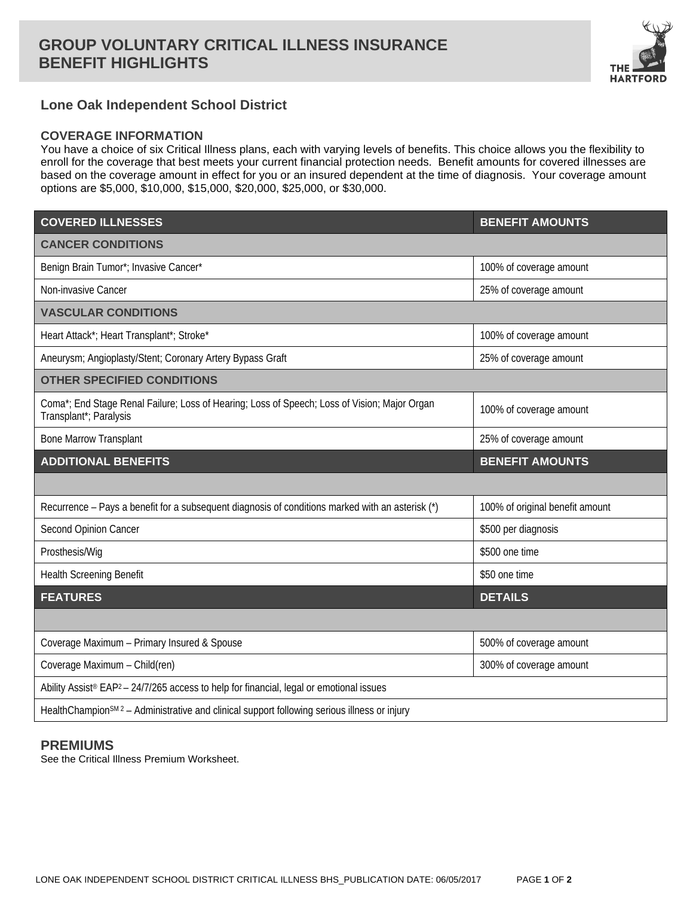# GROUP VOLUNTARY CRITICAL ILLNESS INSURANCE BENEFIT HIGHLIGHTS

## Lone Oak Independent School District

### COVERAGE INFORMATION

You have a choice of six Critical Illness plans, each with varying levels of benefits. This choice allows you the flexibility to enroll for the coverage that best meets your current financial protection needs. Benefit amounts for covered illnesses are based on the coverage amount in effect for you or an insured dependent at the time of diagnosis. Your coverage amount options are $5,000, $10,000, $15,000, $20,000, $25,000, or $30,000.

| COVERED ILLNESSES | BENEFIT AMOUNTS |
|---|---|
| **CANCER CONDITIONS** | |
| Benign Brain Tumor*; Invasive Cancer* | 100% of coverage amount |
| Non-invasive Cancer | 25% of coverage amount |
| **VASCULAR CONDITIONS** | |
| Heart Attack*; Heart Transplant*; Stroke* | 100% of coverage amount |
| Aneurysm; Angioplasty/Stent; Coronary Artery Bypass Graft | 25% of coverage amount |
| **OTHER SPECIFIED CONDITIONS** | |
| Coma*; End Stage Renal Failure; Loss of Hearing; Loss of Speech; Loss of Vision; Major Organ Transplant*; Paralysis | 100% of coverage amount |
| Bone Marrow Transplant | 25% of coverage amount |
| **ADDITIONAL BENEFITS** | **BENEFIT AMOUNTS** |
| | |
| Recurrence – Pays a benefit for a subsequent diagnosis of conditions marked with an asterisk (*) | 100% of original benefit amount |
| Second Opinion Cancer | $500 per diagnosis |
| Prosthesis/Wig | $500 one time |
| Health Screening Benefit | $50 one time |
| **FEATURES** | **DETAILS** |
| | |
| Coverage Maximum – Primary Insured & Spouse | 500% of coverage amount |
| Coverage Maximum – Child(ren) | 300% of coverage amount |
| Ability Assist® EAP[2] – 24/7/265 access to help for financial, legal or emotional issues | |
| HealthChampion[SM 2] – Administrative and clinical support following serious illness or injury | |

### PREMIUMS

See the Critical Illness Premium Worksheet.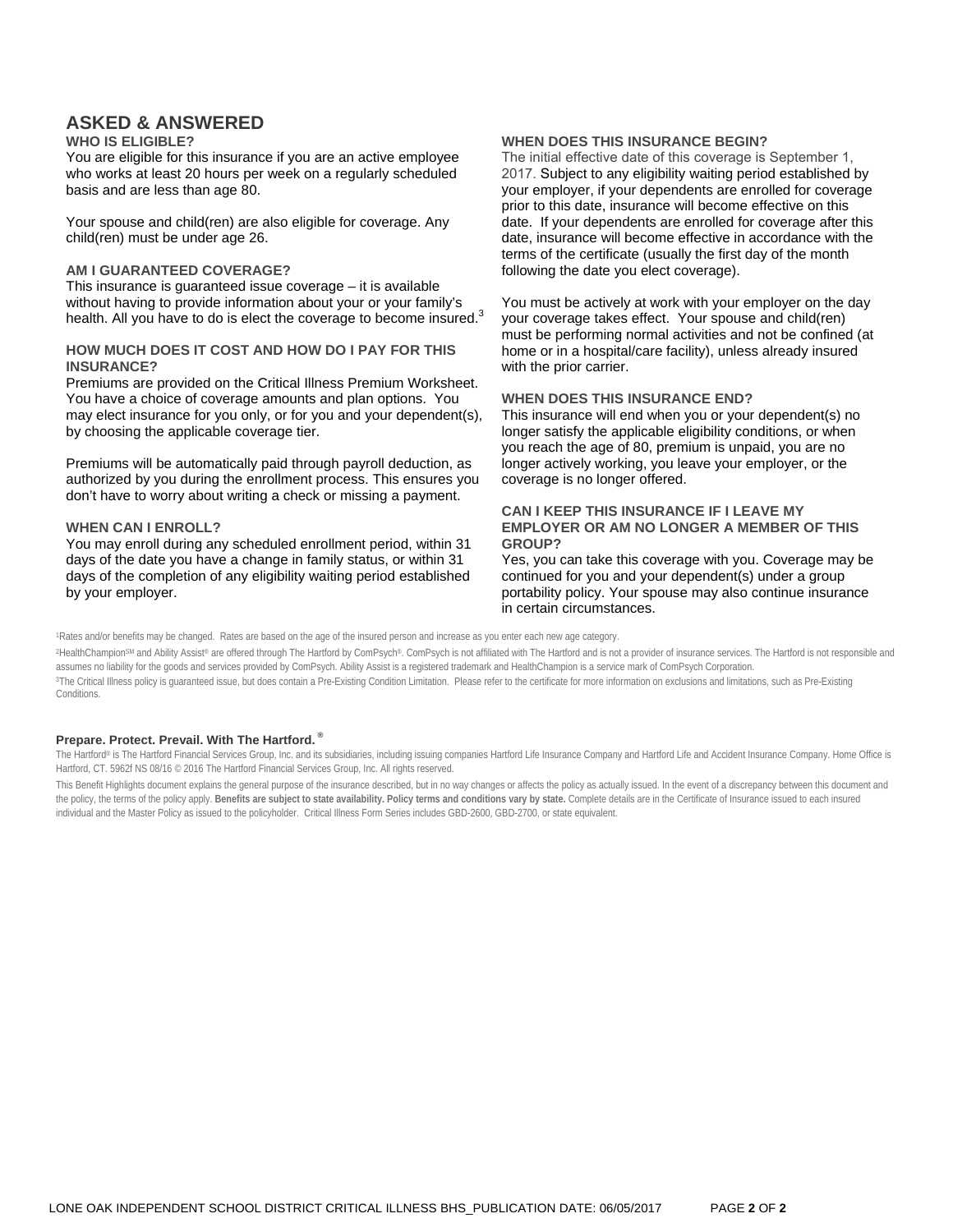## ASKED & ANSWERED

### WHO IS ELIGIBLE?

You are eligible for this insurance if you are an active employee who works at least 20 hours per week on a regularly scheduled basis and are less than age 80.

Your spouse and child(ren) are also eligible for coverage. Any child(ren) must be under age 26.

### AM I GUARANTEED COVERAGE?

This insurance is guaranteed issue coverage – it is available without having to provide information about your or your family's health. All you have to do is elect the coverage to become insured.[3]

### HOW MUCH DOES IT COST AND HOW DO I PAY FOR THIS INSURANCE?

Premiums are provided on the Critical Illness Premium Worksheet. You have a choice of coverage amounts and plan options. You may elect insurance for you only, or for you and your dependent(s), by choosing the applicable coverage tier.

Premiums will be automatically paid through payroll deduction, as authorized by you during the enrollment process. This ensures you don't have to worry about writing a check or missing a payment.

### WHEN CAN I ENROLL?

You may enroll during any scheduled enrollment period, within 31 days of the date you have a change in family status, or within 31 days of the completion of any eligibility waiting period established by your employer.

### WHEN DOES THIS INSURANCE BEGIN?

The initial effective date of this coverage is September 1, 2017. Subject to any eligibility waiting period established by your employer, if your dependents are enrolled for coverage prior to this date, insurance will become effective on this date. If your dependents are enrolled for coverage after this date, insurance will become effective in accordance with the terms of the certificate (usually the first day of the month following the date you elect coverage).

You must be actively at work with your employer on the day your coverage takes effect. Your spouse and child(ren) must be performing normal activities and not be confined (at home or in a hospital/care facility), unless already insured with the prior carrier.

### WHEN DOES THIS INSURANCE END?

This insurance will end when you or your dependent(s) no longer satisfy the applicable eligibility conditions, or when you reach the age of 80, premium is unpaid, you are no longer actively working, you leave your employer, or the coverage is no longer offered.

### CAN I KEEP THIS INSURANCE IF I LEAVE MY EMPLOYER OR AM NO LONGER A MEMBER OF THIS GROUP?

Yes, you can take this coverage with you. Coverage may be continued for you and your dependent(s) under a group portability policy. Your spouse may also continue insurance in certain circumstances.

[1]Rates and/or benefits may be changed. Rates are based on the age of the insured person and increase as you enter each new age category.

[2]HealthChampion[SM] and Ability Assist® are offered through The Hartford by ComPsych®. ComPsych is not affiliated with The Hartford and is not a provider of insurance services. The Hartford is not responsible and assumes no liability for the goods and services provided by ComPsych. Ability Assist is a registered trademark and HealthChampion is a service mark of ComPsych Corporation.

[3]The Critical Illness policy is guaranteed issue, but does contain a Pre-Existing Condition Limitation. Please refer to the certificate for more information on exclusions and limitations, such as Pre-Existing Conditions.

**Prepare. Protect. Prevail. With The Hartford.®**

The Hartford® is The Hartford Financial Services Group, Inc. and its subsidiaries, including issuing companies Hartford Life Insurance Company and Hartford Life and Accident Insurance Company. Home Office is Hartford, CT. 5962f NS 08/16 © 2016 The Hartford Financial Services Group, Inc. All rights reserved.

This Benefit Highlights document explains the general purpose of the insurance described, but in no way changes or affects the policy as actually issued. In the event of a discrepancy between this document and the policy, the terms of the policy apply. **Benefits are subject to state availability. Policy terms and conditions vary by state.** Complete details are in the Certificate of Insurance issued to each insured individual and the Master Policy as issued to the policyholder. Critical Illness Form Series includes GBD-2600, GBD-2700, or state equivalent.